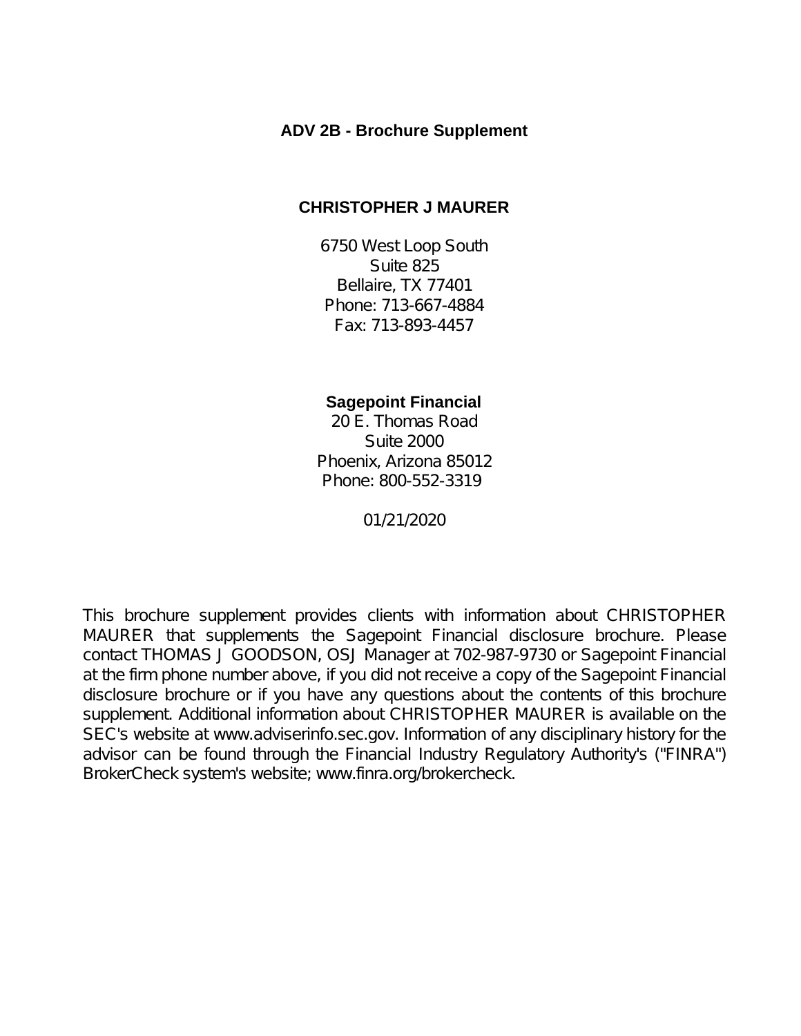# ADV 2B - Brochure Supplement

## CHRISTOPHER J MAURER

6750 West Loop South
Suite 825
Bellaire, TX 77401
Phone: 713-667-4884
Fax: 713-893-4457

**Sagepoint Financial**
20 E. Thomas Road
Suite 2000
Phoenix, Arizona 85012
Phone: 800-552-3319

01/21/2020

This brochure supplement provides clients with information about CHRISTOPHER MAURER that supplements the Sagepoint Financial disclosure brochure. Please contact THOMAS J GOODSON, OSJ Manager at 702-987-9730 or Sagepoint Financial at the firm phone number above, if you did not receive a copy of the Sagepoint Financial disclosure brochure or if you have any questions about the contents of this brochure supplement. Additional information about CHRISTOPHER MAURER is available on the SEC's website at www.adviserinfo.sec.gov. Information of any disciplinary history for the advisor can be found through the Financial Industry Regulatory Authority's ("FINRA") BrokerCheck system's website; www.finra.org/brokercheck.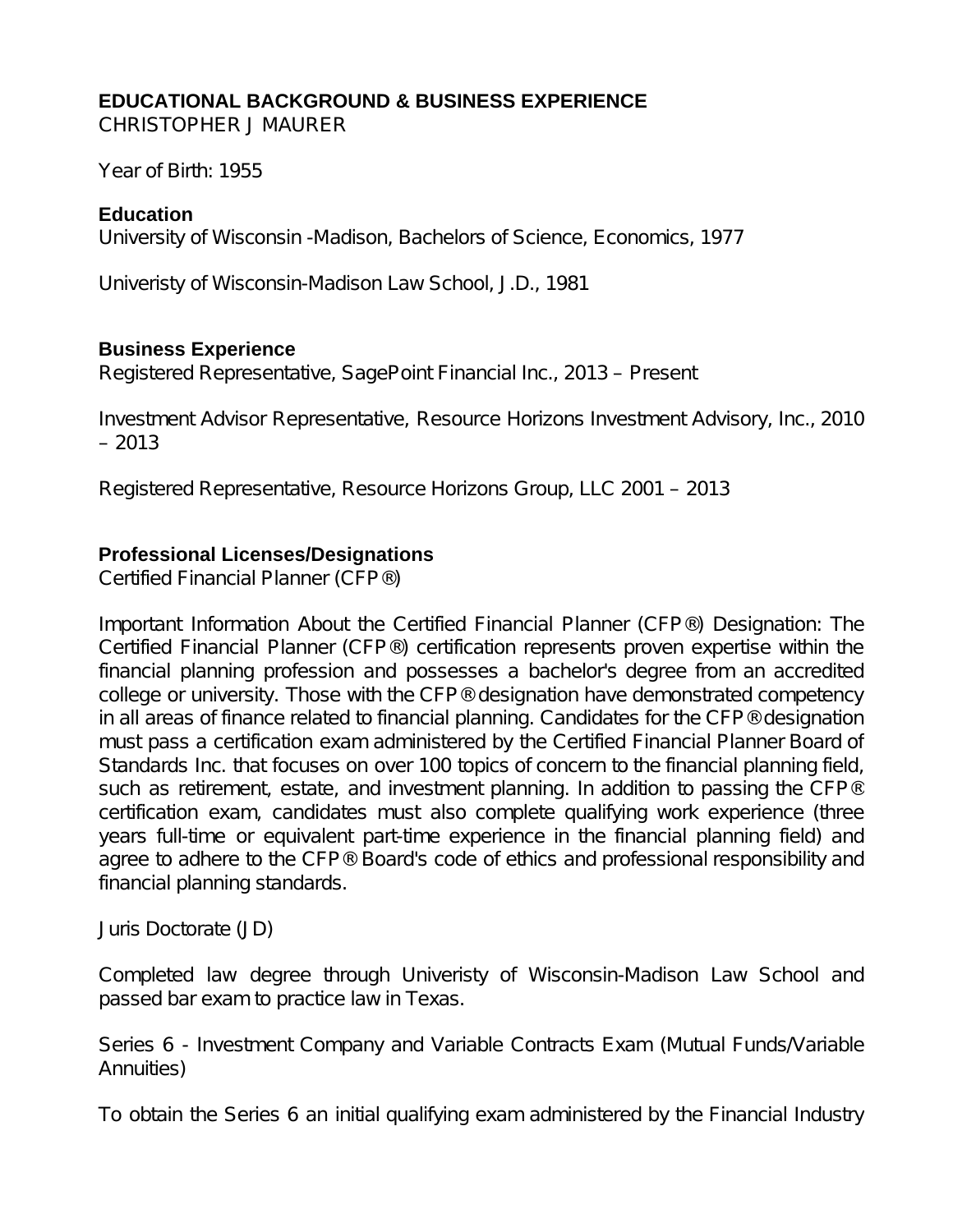## EDUCATIONAL BACKGROUND & BUSINESS EXPERIENCE

CHRISTOPHER J MAURER

Year of Birth: 1955

### Education

University of Wisconsin -Madison, Bachelors of Science, Economics, 1977

Univeristy of Wisconsin-Madison Law School, J.D., 1981

### Business Experience

Registered Representative, SagePoint Financial Inc., 2013 – Present

Investment Advisor Representative, Resource Horizons Investment Advisory, Inc., 2010 – 2013

Registered Representative, Resource Horizons Group, LLC 2001 – 2013

### Professional Licenses/Designations

Certified Financial Planner (CFP®)

Important Information About the Certified Financial Planner (CFP®) Designation: The Certified Financial Planner (CFP®) certification represents proven expertise within the financial planning profession and possesses a bachelor's degree from an accredited college or university. Those with the CFP® designation have demonstrated competency in all areas of finance related to financial planning. Candidates for the CFP® designation must pass a certification exam administered by the Certified Financial Planner Board of Standards Inc. that focuses on over 100 topics of concern to the financial planning field, such as retirement, estate, and investment planning. In addition to passing the CFP® certification exam, candidates must also complete qualifying work experience (three years full-time or equivalent part-time experience in the financial planning field) and agree to adhere to the CFP® Board's code of ethics and professional responsibility and financial planning standards.

Juris Doctorate (JD)

Completed law degree through Univeristy of Wisconsin-Madison Law School and passed bar exam to practice law in Texas.

Series 6 - Investment Company and Variable Contracts Exam (Mutual Funds/Variable Annuities)

To obtain the Series 6 an initial qualifying exam administered by the Financial Industry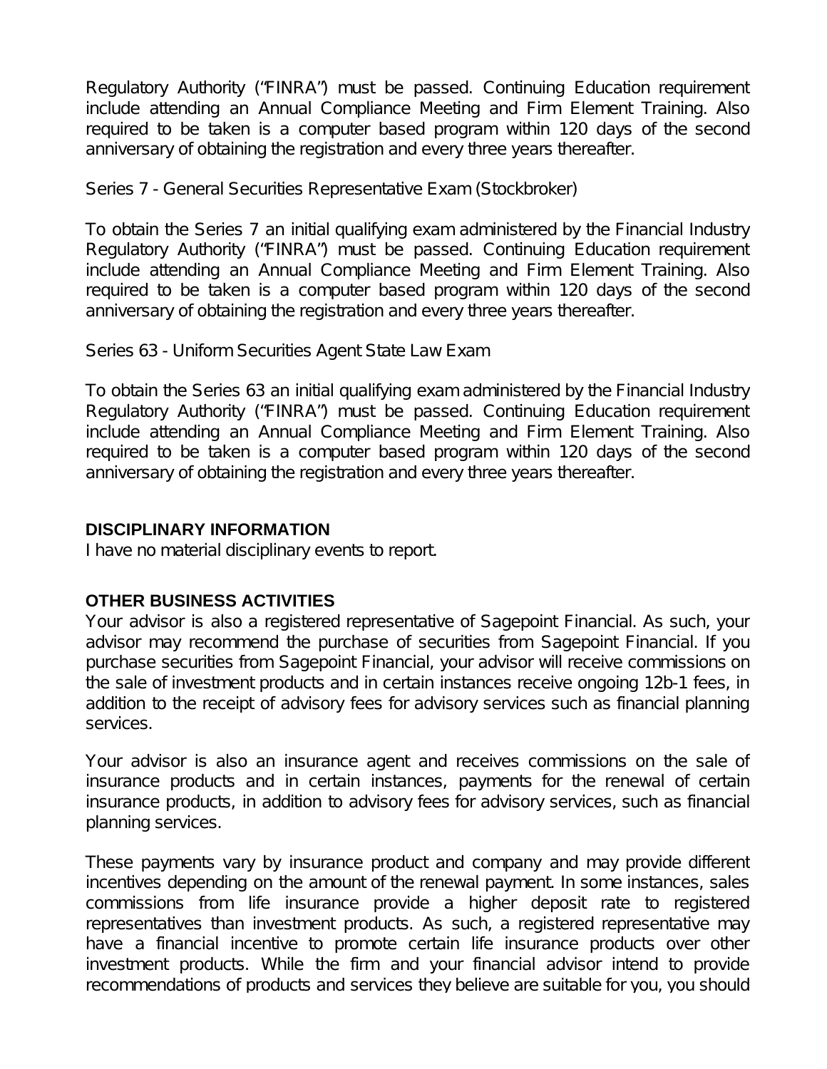Regulatory Authority ("FINRA") must be passed. Continuing Education requirement include attending an Annual Compliance Meeting and Firm Element Training. Also required to be taken is a computer based program within 120 days of the second anniversary of obtaining the registration and every three years thereafter.

Series 7 - General Securities Representative Exam (Stockbroker)

To obtain the Series 7 an initial qualifying exam administered by the Financial Industry Regulatory Authority ("FINRA") must be passed. Continuing Education requirement include attending an Annual Compliance Meeting and Firm Element Training. Also required to be taken is a computer based program within 120 days of the second anniversary of obtaining the registration and every three years thereafter.

Series 63 - Uniform Securities Agent State Law Exam

To obtain the Series 63 an initial qualifying exam administered by the Financial Industry Regulatory Authority ("FINRA") must be passed. Continuing Education requirement include attending an Annual Compliance Meeting and Firm Element Training. Also required to be taken is a computer based program within 120 days of the second anniversary of obtaining the registration and every three years thereafter.

**DISCIPLINARY INFORMATION**

I have no material disciplinary events to report.

**OTHER BUSINESS ACTIVITIES**

Your advisor is also a registered representative of Sagepoint Financial. As such, your advisor may recommend the purchase of securities from Sagepoint Financial. If you purchase securities from Sagepoint Financial, your advisor will receive commissions on the sale of investment products and in certain instances receive ongoing 12b-1 fees, in addition to the receipt of advisory fees for advisory services such as financial planning services.

Your advisor is also an insurance agent and receives commissions on the sale of insurance products and in certain instances, payments for the renewal of certain insurance products, in addition to advisory fees for advisory services, such as financial planning services.

These payments vary by insurance product and company and may provide different incentives depending on the amount of the renewal payment. In some instances, sales commissions from life insurance provide a higher deposit rate to registered representatives than investment products. As such, a registered representative may have a financial incentive to promote certain life insurance products over other investment products. While the firm and your financial advisor intend to provide recommendations of products and services they believe are suitable for you, you should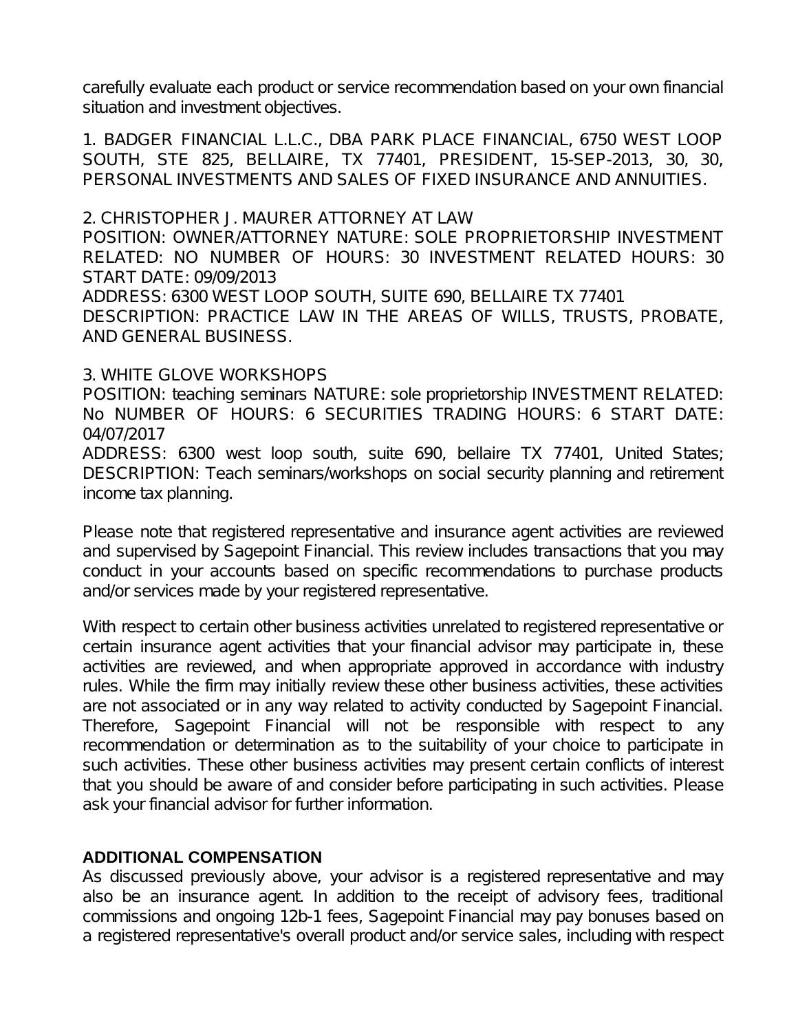carefully evaluate each product or service recommendation based on your own financial situation and investment objectives.

1. BADGER FINANCIAL L.L.C., DBA PARK PLACE FINANCIAL, 6750 WEST LOOP SOUTH, STE 825, BELLAIRE, TX 77401, PRESIDENT, 15-SEP-2013, 30, 30, PERSONAL INVESTMENTS AND SALES OF FIXED INSURANCE AND ANNUITIES.

2. CHRISTOPHER J. MAURER ATTORNEY AT LAW
POSITION: OWNER/ATTORNEY NATURE: SOLE PROPRIETORSHIP INVESTMENT RELATED: NO NUMBER OF HOURS: 30 INVESTMENT RELATED HOURS: 30 START DATE: 09/09/2013
ADDRESS: 6300 WEST LOOP SOUTH, SUITE 690, BELLAIRE TX 77401
DESCRIPTION: PRACTICE LAW IN THE AREAS OF WILLS, TRUSTS, PROBATE, AND GENERAL BUSINESS.

3. WHITE GLOVE WORKSHOPS
POSITION: teaching seminars NATURE: sole proprietorship INVESTMENT RELATED: No NUMBER OF HOURS: 6 SECURITIES TRADING HOURS: 6 START DATE: 04/07/2017
ADDRESS: 6300 west loop south, suite 690, bellaire TX 77401, United States; DESCRIPTION: Teach seminars/workshops on social security planning and retirement income tax planning.

Please note that registered representative and insurance agent activities are reviewed and supervised by Sagepoint Financial. This review includes transactions that you may conduct in your accounts based on specific recommendations to purchase products and/or services made by your registered representative.

With respect to certain other business activities unrelated to registered representative or certain insurance agent activities that your financial advisor may participate in, these activities are reviewed, and when appropriate approved in accordance with industry rules. While the firm may initially review these other business activities, these activities are not associated or in any way related to activity conducted by Sagepoint Financial. Therefore, Sagepoint Financial will not be responsible with respect to any recommendation or determination as to the suitability of your choice to participate in such activities. These other business activities may present certain conflicts of interest that you should be aware of and consider before participating in such activities. Please ask your financial advisor for further information.

## ADDITIONAL COMPENSATION

As discussed previously above, your advisor is a registered representative and may also be an insurance agent. In addition to the receipt of advisory fees, traditional commissions and ongoing 12b-1 fees, Sagepoint Financial may pay bonuses based on a registered representative's overall product and/or service sales, including with respect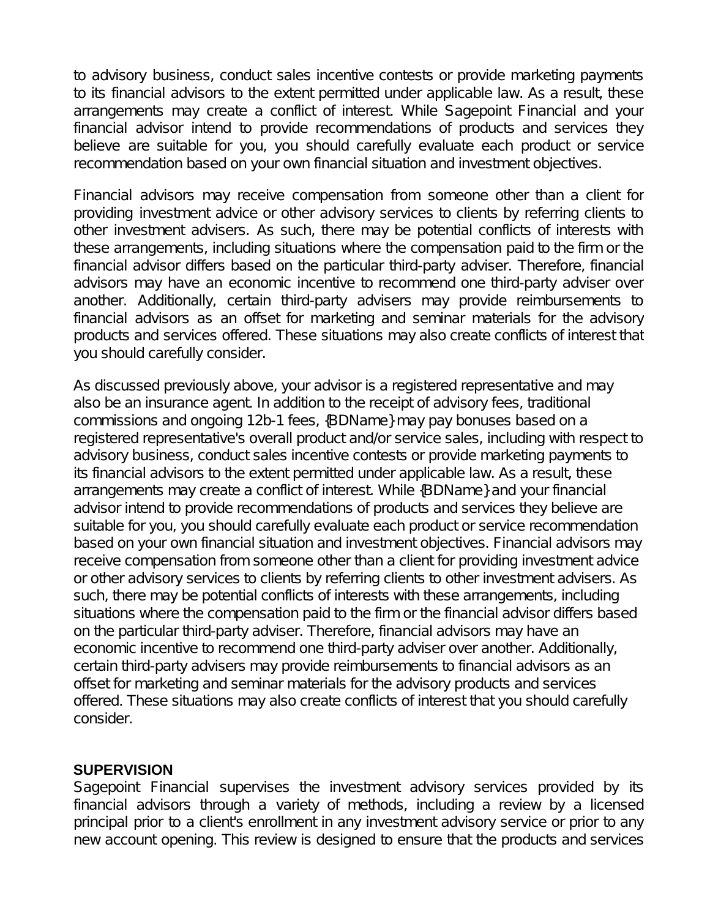to advisory business, conduct sales incentive contests or provide marketing payments to its financial advisors to the extent permitted under applicable law. As a result, these arrangements may create a conflict of interest. While Sagepoint Financial and your financial advisor intend to provide recommendations of products and services they believe are suitable for you, you should carefully evaluate each product or service recommendation based on your own financial situation and investment objectives.

Financial advisors may receive compensation from someone other than a client for providing investment advice or other advisory services to clients by referring clients to other investment advisers. As such, there may be potential conflicts of interests with these arrangements, including situations where the compensation paid to the firm or the financial advisor differs based on the particular third-party adviser. Therefore, financial advisors may have an economic incentive to recommend one third-party adviser over another. Additionally, certain third-party advisers may provide reimbursements to financial advisors as an offset for marketing and seminar materials for the advisory products and services offered. These situations may also create conflicts of interest that you should carefully consider.

As discussed previously above, your advisor is a registered representative and may also be an insurance agent. In addition to the receipt of advisory fees, traditional commissions and ongoing 12b-1 fees, {BDName} may pay bonuses based on a registered representative's overall product and/or service sales, including with respect to advisory business, conduct sales incentive contests or provide marketing payments to its financial advisors to the extent permitted under applicable law. As a result, these arrangements may create a conflict of interest. While {BDName} and your financial advisor intend to provide recommendations of products and services they believe are suitable for you, you should carefully evaluate each product or service recommendation based on your own financial situation and investment objectives. Financial advisors may receive compensation from someone other than a client for providing investment advice or other advisory services to clients by referring clients to other investment advisers. As such, there may be potential conflicts of interests with these arrangements, including situations where the compensation paid to the firm or the financial advisor differs based on the particular third-party adviser. Therefore, financial advisors may have an economic incentive to recommend one third-party adviser over another. Additionally, certain third-party advisers may provide reimbursements to financial advisors as an offset for marketing and seminar materials for the advisory products and services offered. These situations may also create conflicts of interest that you should carefully consider.

**SUPERVISION**

Sagepoint Financial supervises the investment advisory services provided by its financial advisors through a variety of methods, including a review by a licensed principal prior to a client's enrollment in any investment advisory service or prior to any new account opening. This review is designed to ensure that the products and services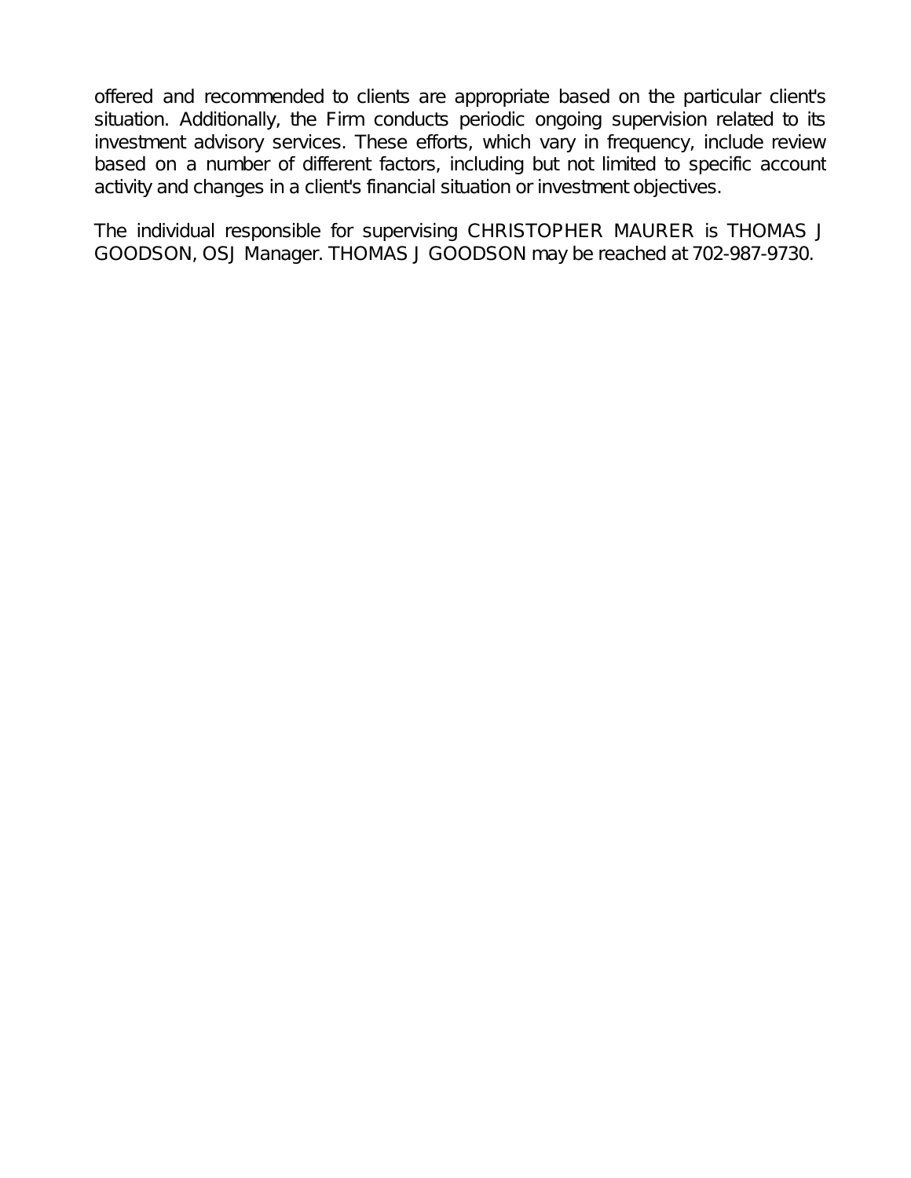offered and recommended to clients are appropriate based on the particular client's situation. Additionally, the Firm conducts periodic ongoing supervision related to its investment advisory services. These efforts, which vary in frequency, include review based on a number of different factors, including but not limited to specific account activity and changes in a client's financial situation or investment objectives.

The individual responsible for supervising CHRISTOPHER MAURER is THOMAS J GOODSON, OSJ Manager. THOMAS J GOODSON may be reached at 702-987-9730.